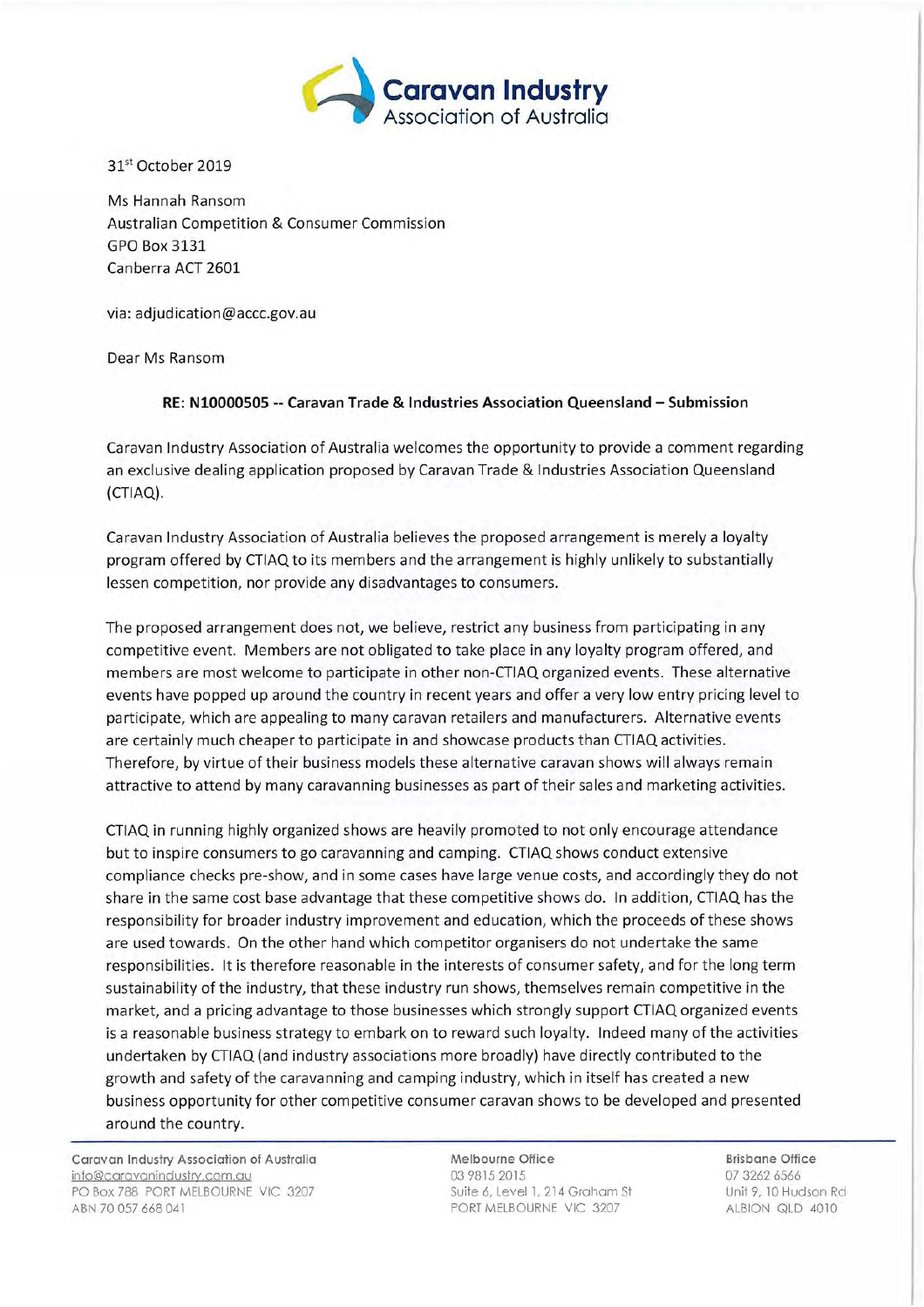Caravan Industry Association of Australia

31st October 2019

Ms Hannah Ransom
Australian Competition & Consumer Commission
GPO Box 3131
Canberra ACT 2601

via: adjudication@accc.gov.au

Dear Ms Ransom

**RE: N10000505 -- Caravan Trade & Industries Association Queensland – Submission**

Caravan Industry Association of Australia welcomes the opportunity to provide a comment regarding an exclusive dealing application proposed by Caravan Trade & Industries Association Queensland (CTIAQ).

Caravan Industry Association of Australia believes the proposed arrangement is merely a loyalty program offered by CTIAQ to its members and the arrangement is highly unlikely to substantially lessen competition, nor provide any disadvantages to consumers.

The proposed arrangement does not, we believe, restrict any business from participating in any competitive event. Members are not obligated to take place in any loyalty program offered, and members are most welcome to participate in other non-CTIAQ organized events. These alternative events have popped up around the country in recent years and offer a very low entry pricing level to participate, which are appealing to many caravan retailers and manufacturers. Alternative events are certainly much cheaper to participate in and showcase products than CTIAQ activities. Therefore, by virtue of their business models these alternative caravan shows will always remain attractive to attend by many caravanning businesses as part of their sales and marketing activities.

CTIAQ in running highly organized shows are heavily promoted to not only encourage attendance but to inspire consumers to go caravanning and camping. CTIAQ shows conduct extensive compliance checks pre-show, and in some cases have large venue costs, and accordingly they do not share in the same cost base advantage that these competitive shows do. In addition, CTIAQ has the responsibility for broader industry improvement and education, which the proceeds of these shows are used towards. On the other hand which competitor organisers do not undertake the same responsibilities. It is therefore reasonable in the interests of consumer safety, and for the long term sustainability of the industry, that these industry run shows, themselves remain competitive in the market, and a pricing advantage to those businesses which strongly support CTIAQ organized events is a reasonable business strategy to embark on to reward such loyalty. Indeed many of the activities undertaken by CTIAQ (and industry associations more broadly) have directly contributed to the growth and safety of the caravanning and camping industry, which in itself has created a new business opportunity for other competitive consumer caravan shows to be developed and presented around the country.

Caravan Industry Association of Australia
info@caravanindustry.com.au
PO Box 788 PORT MELBOURNE VIC 3207
ABN 70 057 668 041

Melbourne Office
03 9815 2015
Suite 6, Level 1, 214 Graham St
PORT MELBOURNE VIC 3207

Brisbane Office
07 3262 6566
Unit 9, 10 Hudson Rd
ALBION QLD 4010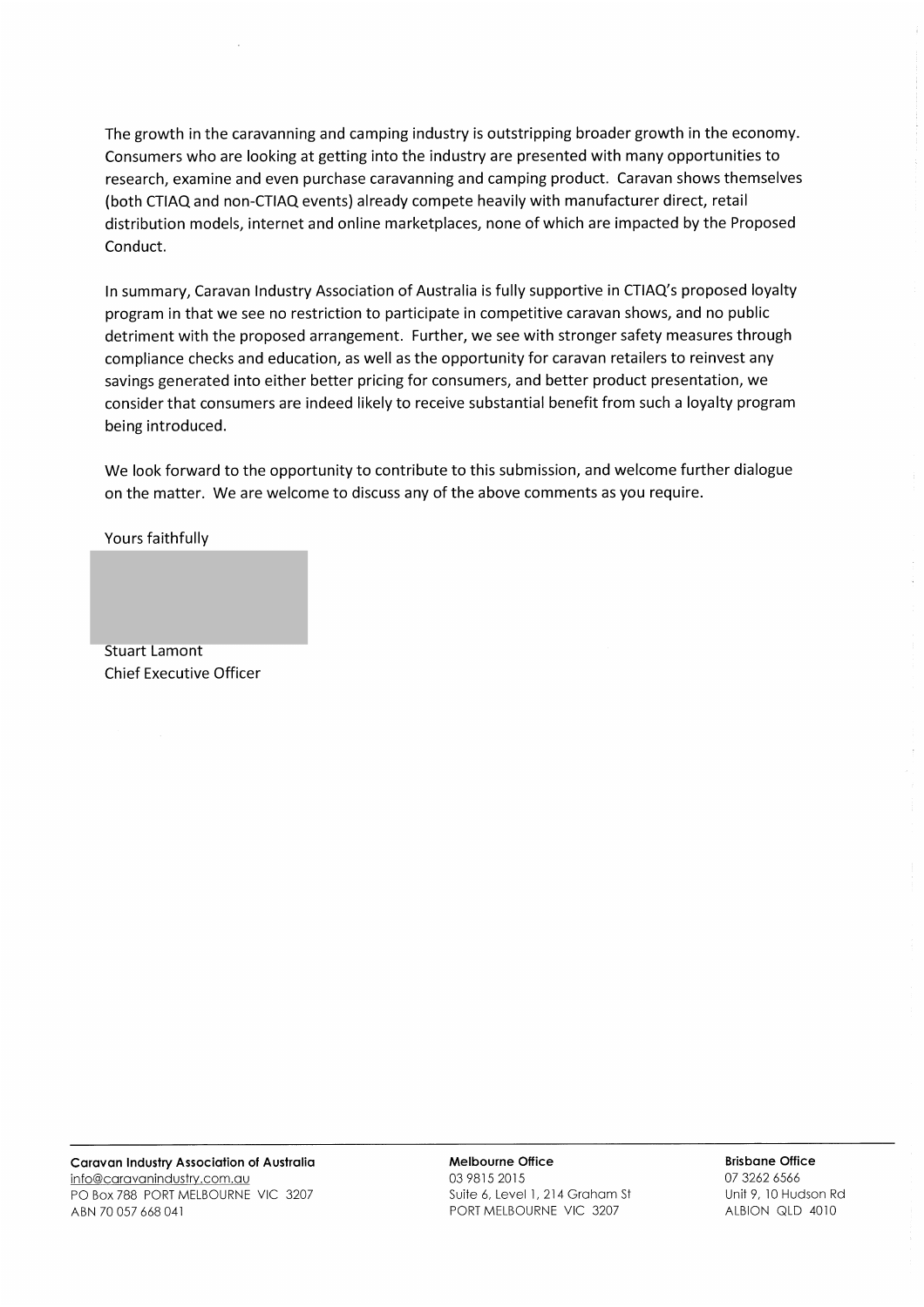The growth in the caravanning and camping industry is outstripping broader growth in the economy. Consumers who are looking at getting into the industry are presented with many opportunities to research, examine and even purchase caravanning and camping product. Caravan shows themselves (both CTIAQ and non-CTIAQ events) already compete heavily with manufacturer direct, retail distribution models, internet and online marketplaces, none of which are impacted by the Proposed Conduct.

In summary, Caravan Industry Association of Australia is fully supportive in CTIAQ's proposed loyalty program in that we see no restriction to participate in competitive caravan shows, and no public detriment with the proposed arrangement. Further, we see with stronger safety measures through compliance checks and education, as well as the opportunity for caravan retailers to reinvest any savings generated into either better pricing for consumers, and better product presentation, we consider that consumers are indeed likely to receive substantial benefit from such a loyalty program being introduced.

We look forward to the opportunity to contribute to this submission, and welcome further dialogue on the matter. We are welcome to discuss any of the above comments as you require.

Yours faithfully

Stuart Lamont
Chief Executive Officer

**Caravan Industry Association of Australia**
info@caravanindustry.com.au
PO Box 788 PORT MELBOURNE VIC 3207
ABN 70 057 668 041

**Melbourne Office**
03 9815 2015
Suite 6, Level 1, 214 Graham St
PORT MELBOURNE VIC 3207

**Brisbane Office**
07 3262 6566
Unit 9, 10 Hudson Rd
ALBION QLD 4010